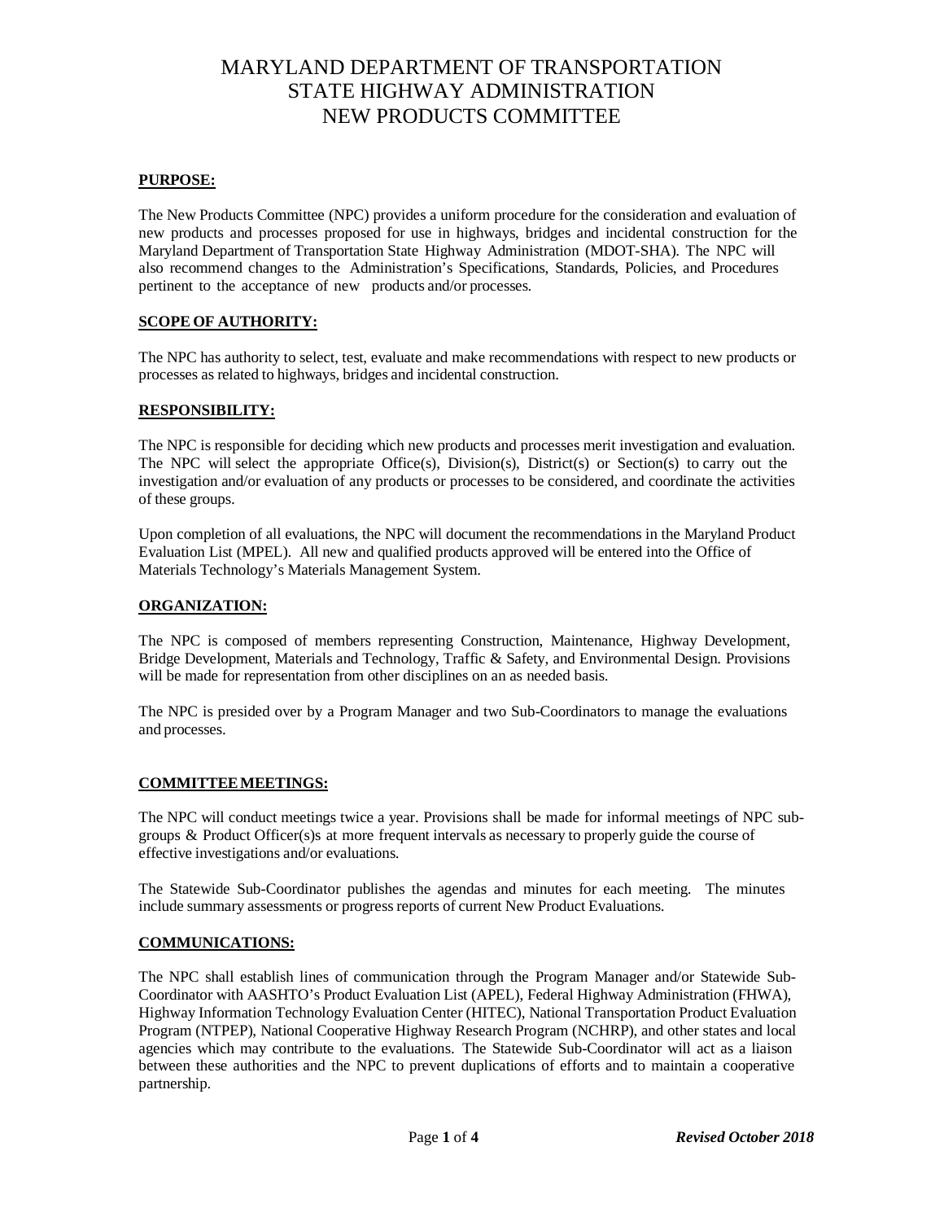# MARYLAND DEPARTMENT OF TRANSPORTATION
# STATE HIGHWAY ADMINISTRATION
# NEW PRODUCTS COMMITTEE

## PURPOSE:

The New Products Committee (NPC) provides a uniform procedure for the consideration and evaluation of new products and processes proposed for use in highways, bridges and incidental construction for the Maryland Department of Transportation State Highway Administration (MDOT-SHA). The NPC will also recommend changes to the Administration's Specifications, Standards, Policies, and Procedures pertinent to the acceptance of new products and/or processes.

## SCOPE OF AUTHORITY:

The NPC has authority to select, test, evaluate and make recommendations with respect to new products or processes as related to highways, bridges and incidental construction.

## RESPONSIBILITY:

The NPC is responsible for deciding which new products and processes merit investigation and evaluation. The NPC will select the appropriate Office(s), Division(s), District(s) or Section(s) to carry out the investigation and/or evaluation of any products or processes to be considered, and coordinate the activities of these groups.

Upon completion of all evaluations, the NPC will document the recommendations in the Maryland Product Evaluation List (MPEL). All new and qualified products approved will be entered into the Office of Materials Technology's Materials Management System.

## ORGANIZATION:

The NPC is composed of members representing Construction, Maintenance, Highway Development, Bridge Development, Materials and Technology, Traffic & Safety, and Environmental Design. Provisions will be made for representation from other disciplines on an as needed basis.

The NPC is presided over by a Program Manager and two Sub-Coordinators to manage the evaluations and processes.

## COMMITTEE MEETINGS:

The NPC will conduct meetings twice a year. Provisions shall be made for informal meetings of NPC sub-groups & Product Officer(s)s at more frequent intervals as necessary to properly guide the course of effective investigations and/or evaluations.

The Statewide Sub-Coordinator publishes the agendas and minutes for each meeting. The minutes include summary assessments or progress reports of current New Product Evaluations.

## COMMUNICATIONS:

The NPC shall establish lines of communication through the Program Manager and/or Statewide Sub-Coordinator with AASHTO's Product Evaluation List (APEL), Federal Highway Administration (FHWA), Highway Information Technology Evaluation Center (HITEC), National Transportation Product Evaluation Program (NTPEP), National Cooperative Highway Research Program (NCHRP), and other states and local agencies which may contribute to the evaluations. The Statewide Sub-Coordinator will act as a liaison between these authorities and the NPC to prevent duplications of efforts and to maintain a cooperative partnership.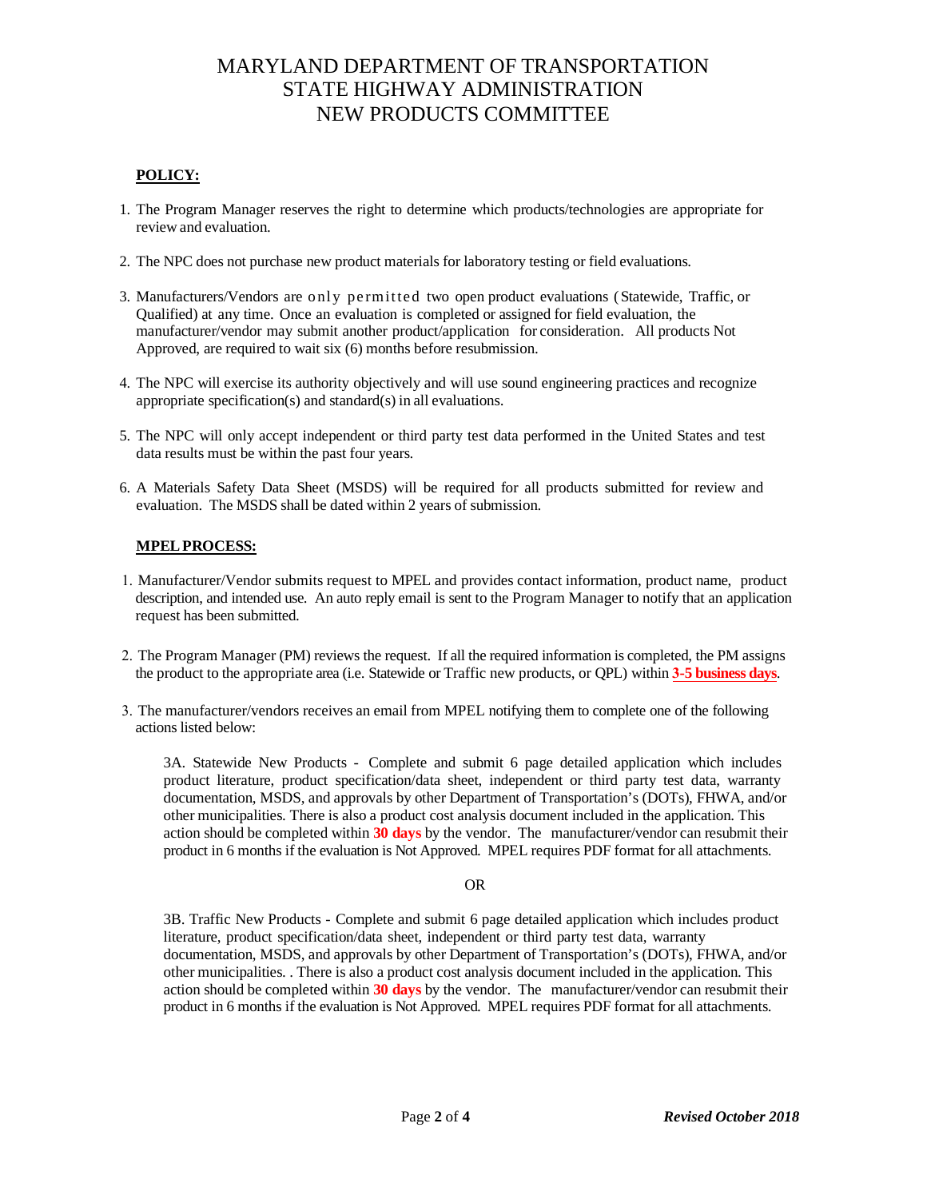# MARYLAND DEPARTMENT OF TRANSPORTATION
# STATE HIGHWAY ADMINISTRATION
# NEW PRODUCTS COMMITTEE

**POLICY:**

1. The Program Manager reserves the right to determine which products/technologies are appropriate for review and evaluation.

2. The NPC does not purchase new product materials for laboratory testing or field evaluations.

3. Manufacturers/Vendors are only permitted two open product evaluations (Statewide, Traffic, or Qualified) at any time. Once an evaluation is completed or assigned for field evaluation, the manufacturer/vendor may submit another product/application for consideration. All products Not Approved, are required to wait six (6) months before resubmission.

4. The NPC will exercise its authority objectively and will use sound engineering practices and recognize appropriate specification(s) and standard(s) in all evaluations.

5. The NPC will only accept independent or third party test data performed in the United States and test data results must be within the past four years.

6. A Materials Safety Data Sheet (MSDS) will be required for all products submitted for review and evaluation. The MSDS shall be dated within 2 years of submission.

**MPEL PROCESS:**

1. Manufacturer/Vendor submits request to MPEL and provides contact information, product name, product description, and intended use. An auto reply email is sent to the Program Manager to notify that an application request has been submitted.

2. The Program Manager (PM) reviews the request. If all the required information is completed, the PM assigns the product to the appropriate area (i.e. Statewide or Traffic new products, or QPL) within **3-5 business days**.

3. The manufacturer/vendors receives an email from MPEL notifying them to complete one of the following actions listed below:

   3A. Statewide New Products - Complete and submit 6 page detailed application which includes product literature, product specification/data sheet, independent or third party test data, warranty documentation, MSDS, and approvals by other Department of Transportation's (DOTs), FHWA, and/or other municipalities. There is also a product cost analysis document included in the application. This action should be completed within **30 days** by the vendor. The manufacturer/vendor can resubmit their product in 6 months if the evaluation is Not Approved. MPEL requires PDF format for all attachments.

   OR

   3B. Traffic New Products - Complete and submit 6 page detailed application which includes product literature, product specification/data sheet, independent or third party test data, warranty documentation, MSDS, and approvals by other Department of Transportation's (DOTs), FHWA, and/or other municipalities. . There is also a product cost analysis document included in the application. This action should be completed within **30 days** by the vendor. The manufacturer/vendor can resubmit their product in 6 months if the evaluation is Not Approved. MPEL requires PDF format for all attachments.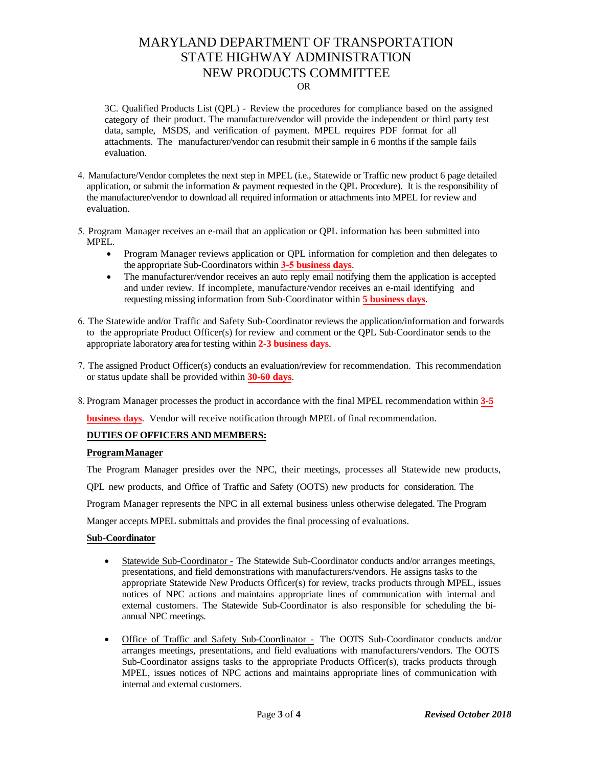OR

3C. Qualified Products List (QPL) - Review the procedures for compliance based on the assigned category of their product. The manufacture/vendor will provide the independent or third party test data, sample, MSDS, and verification of payment. MPEL requires PDF format for all attachments. The manufacturer/vendor can resubmit their sample in 6 months if the sample fails evaluation.

4. Manufacture/Vendor completes the next step in MPEL (i.e., Statewide or Traffic new product 6 page detailed application, or submit the information & payment requested in the QPL Procedure). It is the responsibility of the manufacturer/vendor to download all required information or attachments into MPEL for review and evaluation.

5. Program Manager receives an e-mail that an application or QPL information has been submitted into MPEL.
   - Program Manager reviews application or QPL information for completion and then delegates to the appropriate Sub-Coordinators within **3-5 business days**.
   - The manufacturer/vendor receives an auto reply email notifying them the application is accepted and under review. If incomplete, manufacture/vendor receives an e-mail identifying and requesting missing information from Sub-Coordinator within **5 business days**.

6. The Statewide and/or Traffic and Safety Sub-Coordinator reviews the application/information and forwards to the appropriate Product Officer(s) for review and comment or the QPL Sub-Coordinator sends to the appropriate laboratory area for testing within **2-3 business days**.

7. The assigned Product Officer(s) conducts an evaluation/review for recommendation. This recommendation or status update shall be provided within **30-60 days**.

8. Program Manager processes the product in accordance with the final MPEL recommendation within **3-5 business days**. Vendor will receive notification through MPEL of final recommendation.

**DUTIES OF OFFICERS AND MEMBERS:**

**Program Manager**

The Program Manager presides over the NPC, their meetings, processes all Statewide new products, QPL new products, and Office of Traffic and Safety (OOTS) new products for consideration. The Program Manager represents the NPC in all external business unless otherwise delegated. The Program Manger accepts MPEL submittals and provides the final processing of evaluations.

**Sub-Coordinator**

- Statewide Sub-Coordinator - The Statewide Sub-Coordinator conducts and/or arranges meetings, presentations, and field demonstrations with manufacturers/vendors. He assigns tasks to the appropriate Statewide New Products Officer(s) for review, tracks products through MPEL, issues notices of NPC actions and maintains appropriate lines of communication with internal and external customers. The Statewide Sub-Coordinator is also responsible for scheduling the bi-annual NPC meetings.

- Office of Traffic and Safety Sub-Coordinator - The OOTS Sub-Coordinator conducts and/or arranges meetings, presentations, and field evaluations with manufacturers/vendors. The OOTS Sub-Coordinator assigns tasks to the appropriate Products Officer(s), tracks products through MPEL, issues notices of NPC actions and maintains appropriate lines of communication with internal and external customers.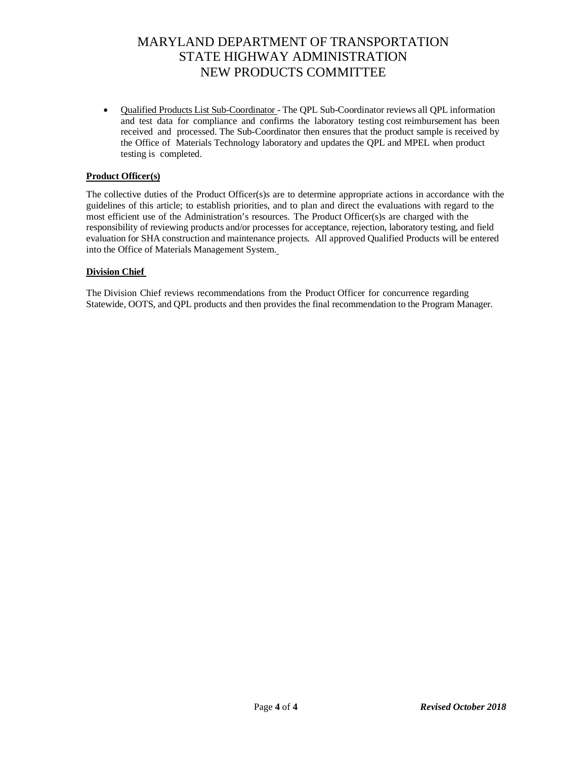- Qualified Products List Sub-Coordinator - The QPL Sub-Coordinator reviews all QPL information and test data for compliance and confirms the laboratory testing cost reimbursement has been received and processed. The Sub-Coordinator then ensures that the product sample is received by the Office of Materials Technology laboratory and updates the QPL and MPEL when product testing is completed.

**Product Officer(s)**

The collective duties of the Product Officer(s)s are to determine appropriate actions in accordance with the guidelines of this article; to establish priorities, and to plan and direct the evaluations with regard to the most efficient use of the Administration's resources. The Product Officer(s)s are charged with the responsibility of reviewing products and/or processes for acceptance, rejection, laboratory testing, and field evaluation for SHA construction and maintenance projects. All approved Qualified Products will be entered into the Office of Materials Management System.

**Division Chief**

The Division Chief reviews recommendations from the Product Officer for concurrence regarding Statewide, OOTS, and QPL products and then provides the final recommendation to the Program Manager.